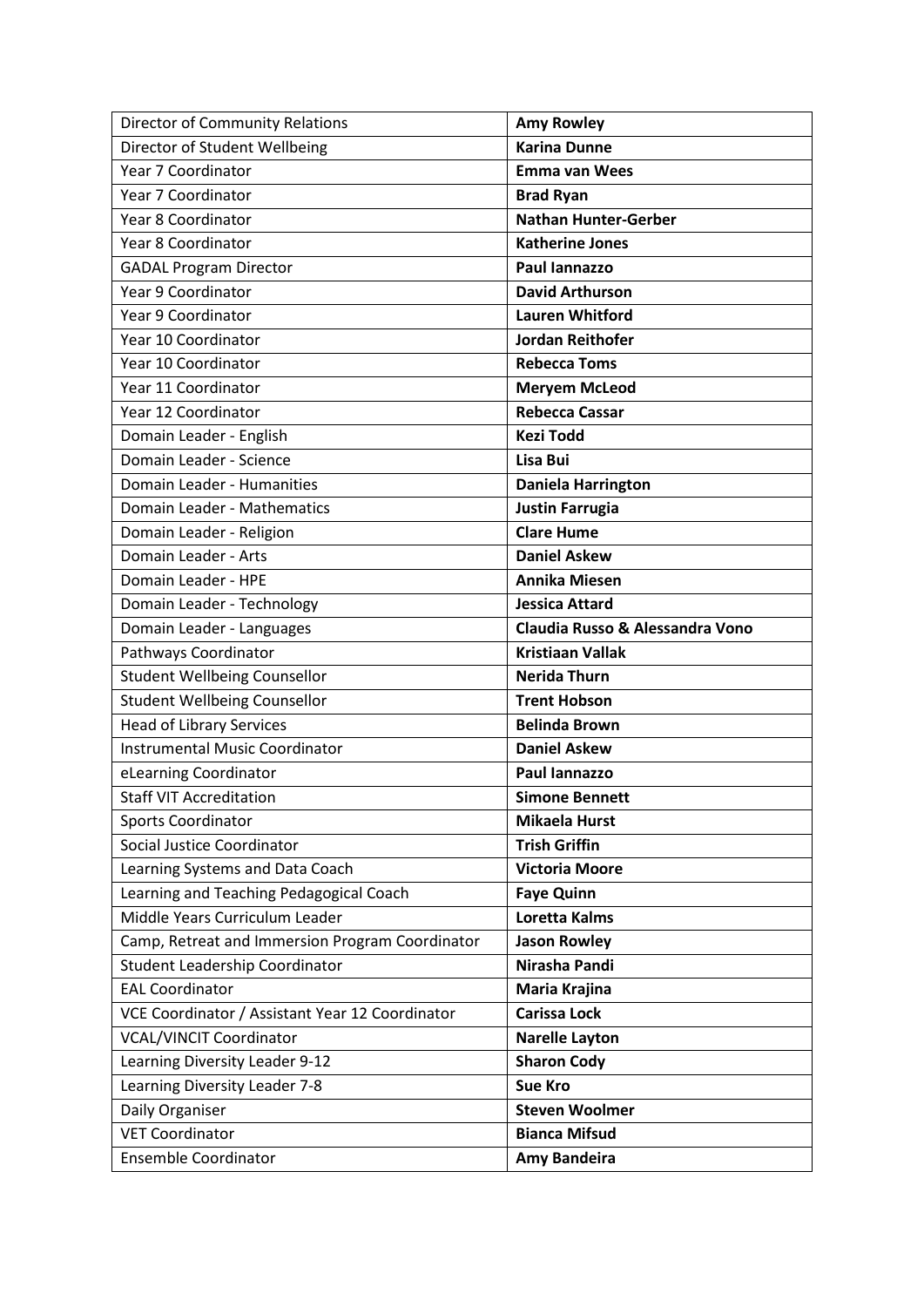| Director of Community Relations | **Amy Rowley** |
| --- | --- |
| Director of Student Wellbeing | **Karina Dunne** |
| Year 7 Coordinator | **Emma van Wees** |
| Year 7 Coordinator | **Brad Ryan** |
| Year 8 Coordinator | **Nathan Hunter-Gerber** |
| Year 8 Coordinator | **Katherine Jones** |
| GADAL Program Director | **Paul Iannazzo** |
| Year 9 Coordinator | **David Arthurson** |
| Year 9 Coordinator | **Lauren Whitford** |
| Year 10 Coordinator | **Jordan Reithofer** |
| Year 10 Coordinator | **Rebecca Toms** |
| Year 11 Coordinator | **Meryem McLeod** |
| Year 12 Coordinator | **Rebecca Cassar** |
| Domain Leader - English | **Kezi Todd** |
| Domain Leader - Science | **Lisa Bui** |
| Domain Leader - Humanities | **Daniela Harrington** |
| Domain Leader - Mathematics | **Justin Farrugia** |
| Domain Leader - Religion | **Clare Hume** |
| Domain Leader - Arts | **Daniel Askew** |
| Domain Leader - HPE | **Annika Miesen** |
| Domain Leader - Technology | **Jessica Attard** |
| Domain Leader - Languages | **Claudia Russo & Alessandra Vono** |
| Pathways Coordinator | **Kristiaan Vallak** |
| Student Wellbeing Counsellor | **Nerida Thurn** |
| Student Wellbeing Counsellor | **Trent Hobson** |
| Head of Library Services | **Belinda Brown** |
| Instrumental Music Coordinator | **Daniel Askew** |
| eLearning Coordinator | **Paul Iannazzo** |
| Staff VIT Accreditation | **Simone Bennett** |
| Sports Coordinator | **Mikaela Hurst** |
| Social Justice Coordinator | **Trish Griffin** |
| Learning Systems and Data Coach | **Victoria Moore** |
| Learning and Teaching Pedagogical Coach | **Faye Quinn** |
| Middle Years Curriculum Leader | **Loretta Kalms** |
| Camp, Retreat and Immersion Program Coordinator | **Jason Rowley** |
| Student Leadership Coordinator | **Nirasha Pandi** |
| EAL Coordinator | **Maria Krajina** |
| VCE Coordinator / Assistant Year 12 Coordinator | **Carissa Lock** |
| VCAL/VINCIT Coordinator | **Narelle Layton** |
| Learning Diversity Leader 9-12 | **Sharon Cody** |
| Learning Diversity Leader 7-8 | **Sue Kro** |
| Daily Organiser | **Steven Woolmer** |
| VET Coordinator | **Bianca Mifsud** |
| Ensemble Coordinator | **Amy Bandeira** |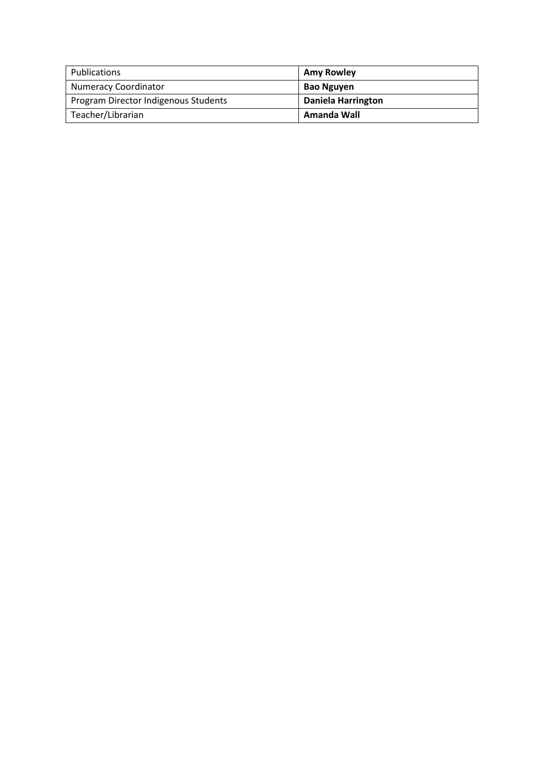| | |
|---|---|
| Publications | **Amy Rowley** |
| Numeracy Coordinator | **Bao Nguyen** |
| Program Director Indigenous Students | **Daniela Harrington** |
| Teacher/Librarian | **Amanda Wall** |